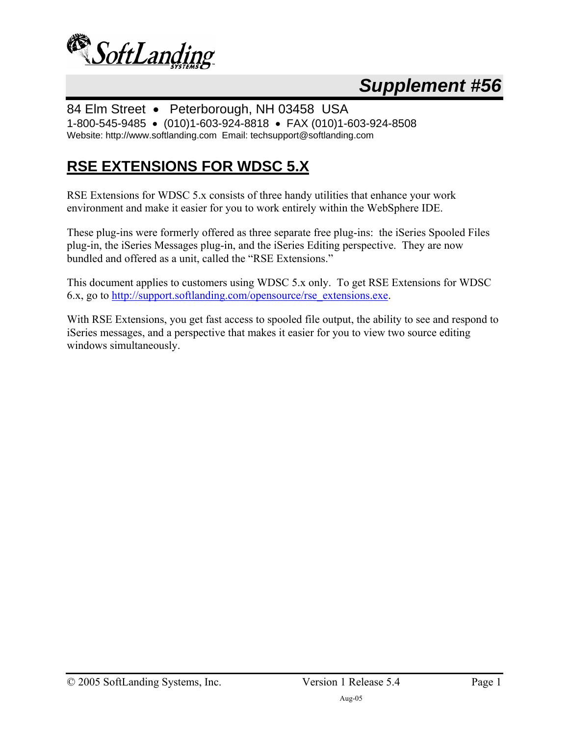SoftLanding SYSTEMS

## *Supplement #56*

84 Elm Street • Peterborough, NH 03458 USA
1-800-545-9485 • (010)1-603-924-8818 • FAX (010)1-603-924-8508
Website: http://www.softlanding.com Email: techsupport@softlanding.com

# RSE EXTENSIONS FOR WDSC 5.X

RSE Extensions for WDSC 5.x consists of three handy utilities that enhance your work environment and make it easier for you to work entirely within the WebSphere IDE.

These plug-ins were formerly offered as three separate free plug-ins: the iSeries Spooled Files plug-in, the iSeries Messages plug-in, and the iSeries Editing perspective. They are now bundled and offered as a unit, called the "RSE Extensions."

This document applies to customers using WDSC 5.x only. To get RSE Extensions for WDSC 6.x, go to [http://support.softlanding.com/opensource/rse_extensions.exe](http://support.softlanding.com/opensource/rse_extensions.exe).

With RSE Extensions, you get fast access to spooled file output, the ability to see and respond to iSeries messages, and a perspective that makes it easier for you to view two source editing windows simultaneously.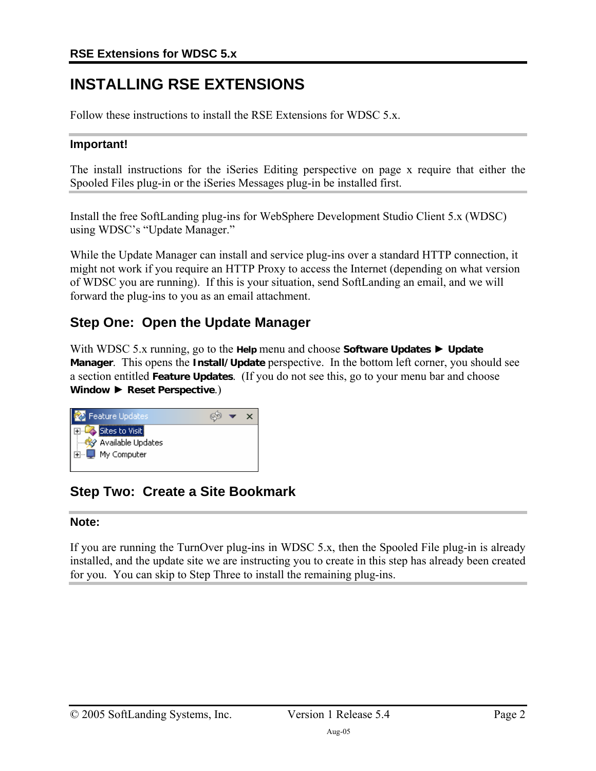# INSTALLING RSE EXTENSIONS

Follow these instructions to install the RSE Extensions for WDSC 5.x.

**Important!**

The install instructions for the iSeries Editing perspective on page x require that either the Spooled Files plug-in or the iSeries Messages plug-in be installed first.

Install the free SoftLanding plug-ins for WebSphere Development Studio Client 5.x (WDSC) using WDSC's "Update Manager."

While the Update Manager can install and service plug-ins over a standard HTTP connection, it might not work if you require an HTTP Proxy to access the Internet (depending on what version of WDSC you are running). If this is your situation, send SoftLanding an email, and we will forward the plug-ins to you as an email attachment.

## Step One: Open the Update Manager

With WDSC 5.x running, go to the **Help** menu and choose **Software Updates ► Update Manager**. This opens the **Install/Update** perspective. In the bottom left corner, you should see a section entitled **Feature Updates**. (If you do not see this, go to your menu bar and choose **Window ► Reset Perspective**.)

## Step Two: Create a Site Bookmark

**Note:**

If you are running the TurnOver plug-ins in WDSC 5.x, then the Spooled File plug-in is already installed, and the update site we are instructing you to create in this step has already been created for you. You can skip to Step Three to install the remaining plug-ins.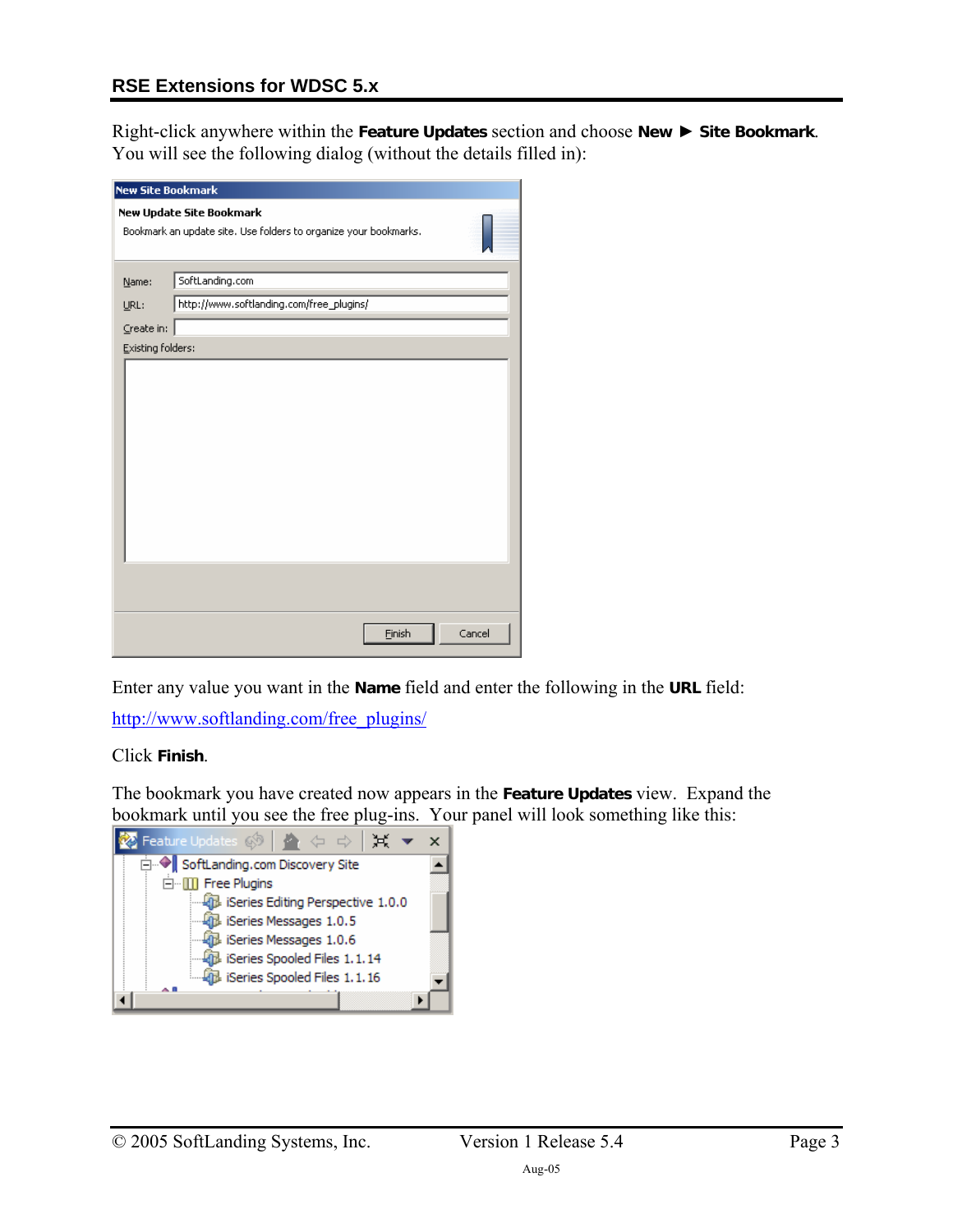Right-click anywhere within the **Feature Updates** section and choose **New ► Site Bookmark**. You will see the following dialog (without the details filled in):

Enter any value you want in the **Name** field and enter the following in the **URL** field:

http://www.softlanding.com/free_plugins/

Click **Finish**.

The bookmark you have created now appears in the **Feature Updates** view. Expand the bookmark until you see the free plug-ins. Your panel will look something like this: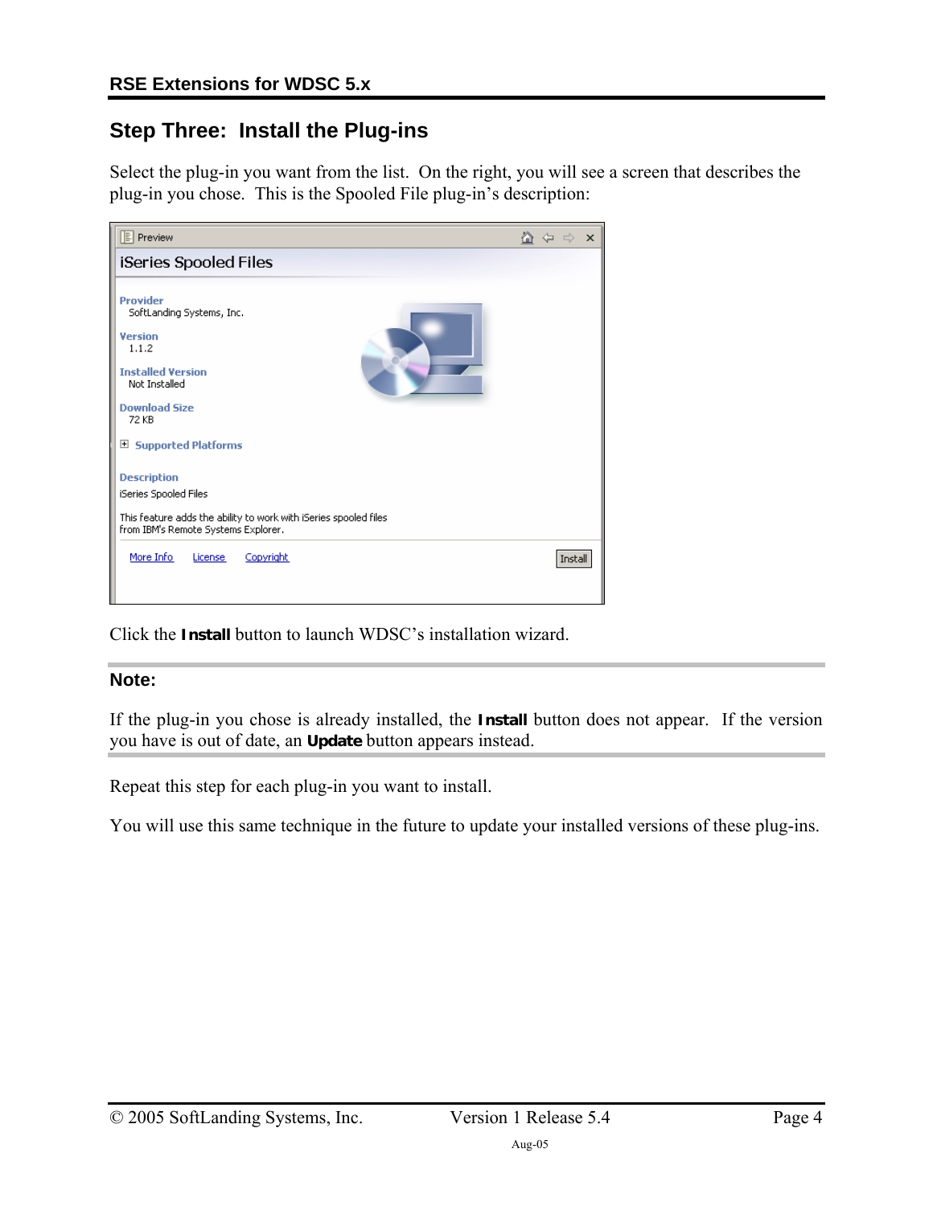## Step Three: Install the Plug-ins

Select the plug-in you want from the list. On the right, you will see a screen that describes the plug-in you chose. This is the Spooled File plug-in's description:

Click the **Install** button to launch WDSC's installation wizard.

---

**Note:**

If the plug-in you chose is already installed, the **Install** button does not appear. If the version you have is out of date, an **Update** button appears instead.

---

Repeat this step for each plug-in you want to install.

You will use this same technique in the future to update your installed versions of these plug-ins.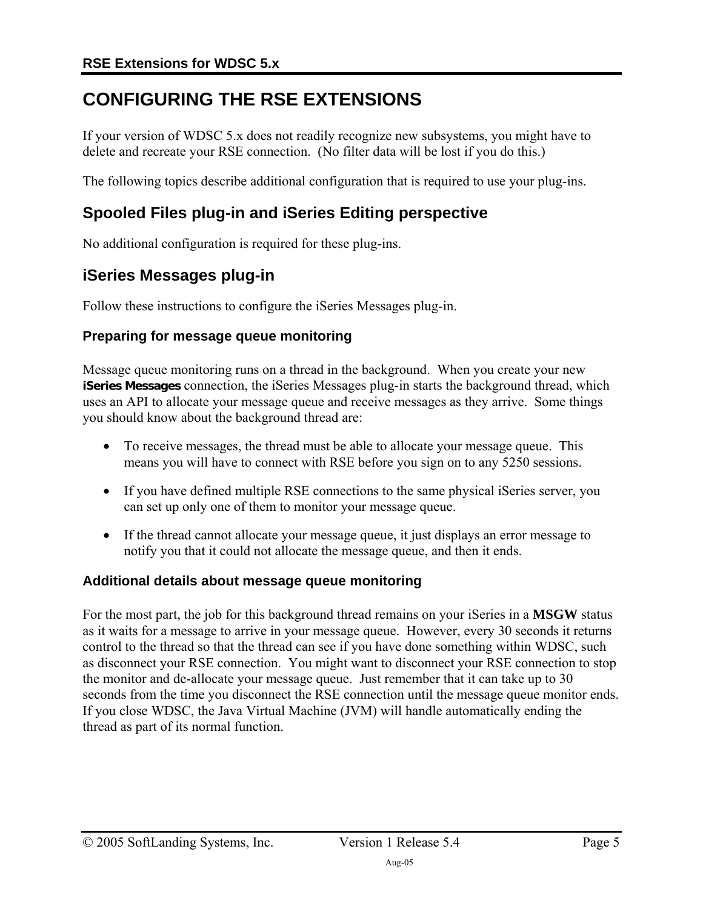# CONFIGURING THE RSE EXTENSIONS

If your version of WDSC 5.x does not readily recognize new subsystems, you might have to delete and recreate your RSE connection. (No filter data will be lost if you do this.)

The following topics describe additional configuration that is required to use your plug-ins.

## Spooled Files plug-in and iSeries Editing perspective

No additional configuration is required for these plug-ins.

## iSeries Messages plug-in

Follow these instructions to configure the iSeries Messages plug-in.

### Preparing for message queue monitoring

Message queue monitoring runs on a thread in the background. When you create your new **iSeries Messages** connection, the iSeries Messages plug-in starts the background thread, which uses an API to allocate your message queue and receive messages as they arrive. Some things you should know about the background thread are:

- To receive messages, the thread must be able to allocate your message queue. This means you will have to connect with RSE before you sign on to any 5250 sessions.
- If you have defined multiple RSE connections to the same physical iSeries server, you can set up only one of them to monitor your message queue.
- If the thread cannot allocate your message queue, it just displays an error message to notify you that it could not allocate the message queue, and then it ends.

### Additional details about message queue monitoring

For the most part, the job for this background thread remains on your iSeries in a **MSGW** status as it waits for a message to arrive in your message queue. However, every 30 seconds it returns control to the thread so that the thread can see if you have done something within WDSC, such as disconnect your RSE connection. You might want to disconnect your RSE connection to stop the monitor and de-allocate your message queue. Just remember that it can take up to 30 seconds from the time you disconnect the RSE connection until the message queue monitor ends. If you close WDSC, the Java Virtual Machine (JVM) will handle automatically ending the thread as part of its normal function.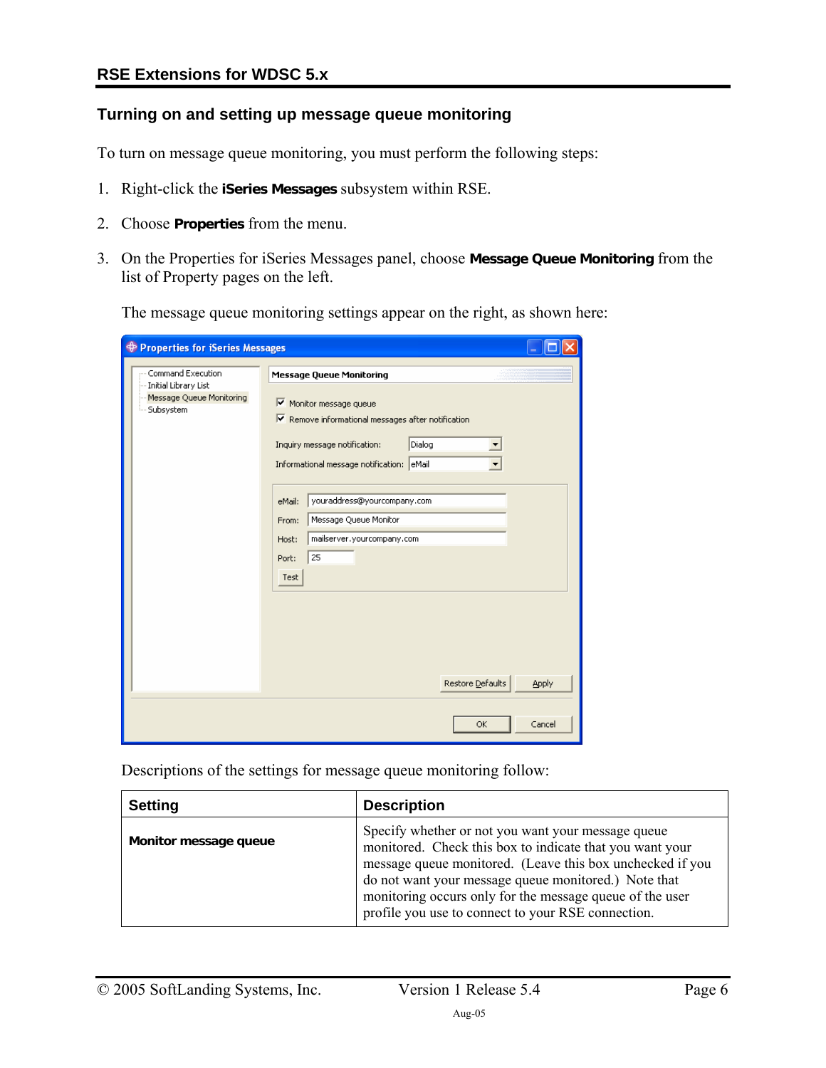## Turning on and setting up message queue monitoring

To turn on message queue monitoring, you must perform the following steps:

1. Right-click the **iSeries Messages** subsystem within RSE.
2. Choose **Properties** from the menu.
3. On the Properties for iSeries Messages panel, choose **Message Queue Monitoring** from the list of Property pages on the left.

   The message queue monitoring settings appear on the right, as shown here:

   Descriptions of the settings for message queue monitoring follow:

| Setting | Description |
|---|---|
| **Monitor message queue** | Specify whether or not you want your message queue monitored. Check this box to indicate that you want your message queue monitored. (Leave this box unchecked if you do not want your message queue monitored.) Note that monitoring occurs only for the message queue of the user profile you use to connect to your RSE connection. |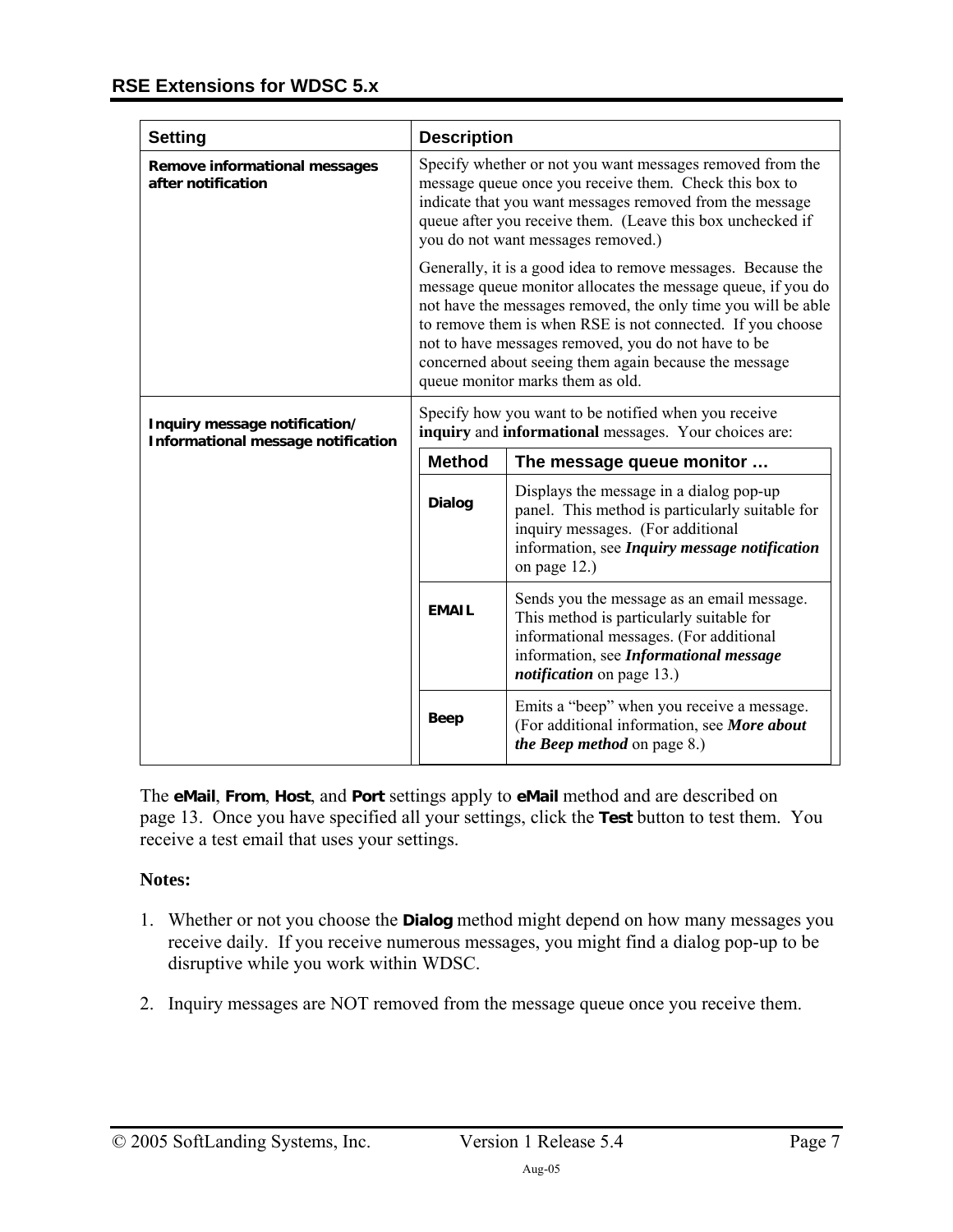| Setting | Description |
| --- | --- |
| **Remove informational messages after notification** | Specify whether or not you want messages removed from the message queue once you receive them. Check this box to indicate that you want messages removed from the message queue after you receive them. (Leave this box unchecked if you do not want messages removed.)<br><br>Generally, it is a good idea to remove messages. Because the message queue monitor allocates the message queue, if you do not have the messages removed, the only time you will be able to remove them is when RSE is not connected. If you choose not to have messages removed, you do not have to be concerned about seeing them again because the message queue monitor marks them as old. |
| **Inquiry message notification/ Informational message notification** | Specify how you want to be notified when you receive **inquiry** and **informational** messages. Your choices are:<br><br>**Method** – **The message queue monitor …**<br><br>**Dialog** – Displays the message in a dialog pop-up panel. This method is particularly suitable for inquiry messages. (For additional information, see ***Inquiry message notification*** on page 12.)<br><br>**EMAIL** – Sends you the message as an email message. This method is particularly suitable for informational messages. (For additional information, see ***Informational message notification*** on page 13.)<br><br>**Beep** – Emits a "beep" when you receive a message. (For additional information, see ***More about the Beep method*** on page 8.) |

The **eMail**, **From**, **Host**, and **Port** settings apply to **eMail** method and are described on page 13. Once you have specified all your settings, click the **Test** button to test them. You receive a test email that uses your settings.

**Notes:**

1. Whether or not you choose the **Dialog** method might depend on how many messages you receive daily. If you receive numerous messages, you might find a dialog pop-up to be disruptive while you work within WDSC.

2. Inquiry messages are NOT removed from the message queue once you receive them.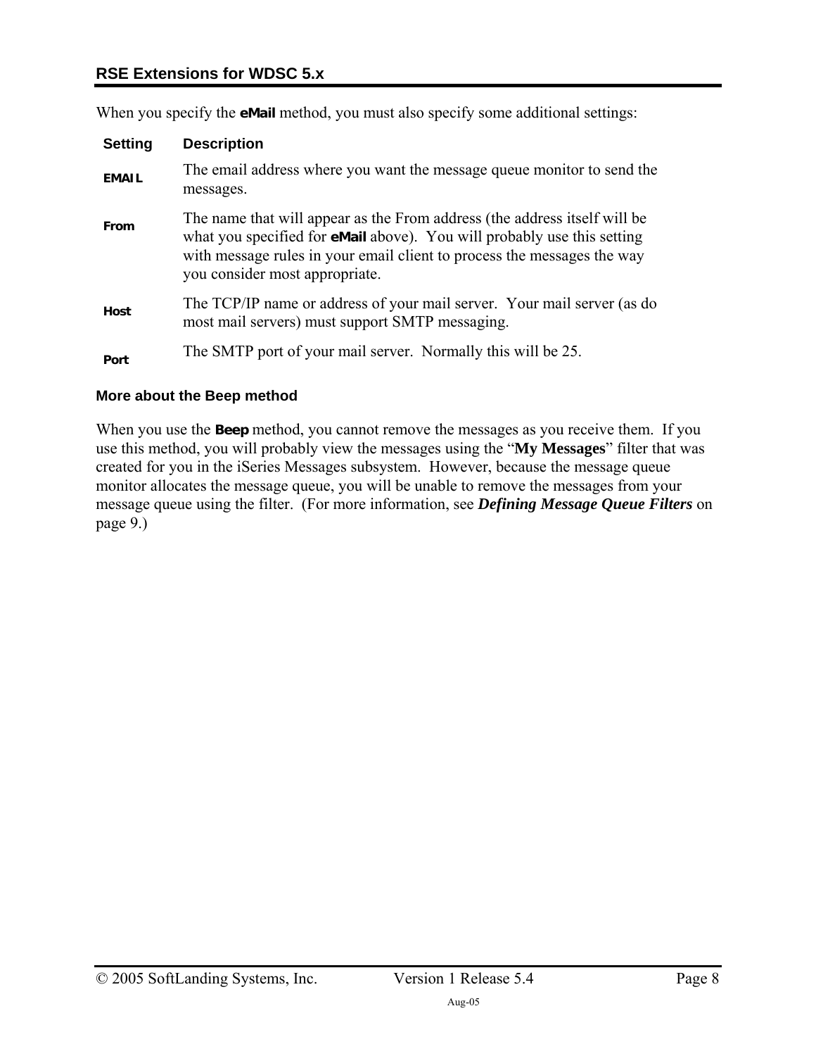When you specify the **eMail** method, you must also specify some additional settings:

| Setting | Description |
|---|---|
| **EMAIL** | The email address where you want the message queue monitor to send the messages. |
| **From** | The name that will appear as the From address (the address itself will be what you specified for **eMail** above). You will probably use this setting with message rules in your email client to process the messages the way you consider most appropriate. |
| **Host** | The TCP/IP name or address of your mail server. Your mail server (as do most mail servers) must support SMTP messaging. |
| **Port** | The SMTP port of your mail server. Normally this will be 25. |

### More about the Beep method

When you use the **Beep** method, you cannot remove the messages as you receive them. If you use this method, you will probably view the messages using the "**My Messages**" filter that was created for you in the iSeries Messages subsystem. However, because the message queue monitor allocates the message queue, you will be unable to remove the messages from your message queue using the filter. (For more information, see ***Defining Message Queue Filters*** on page 9.)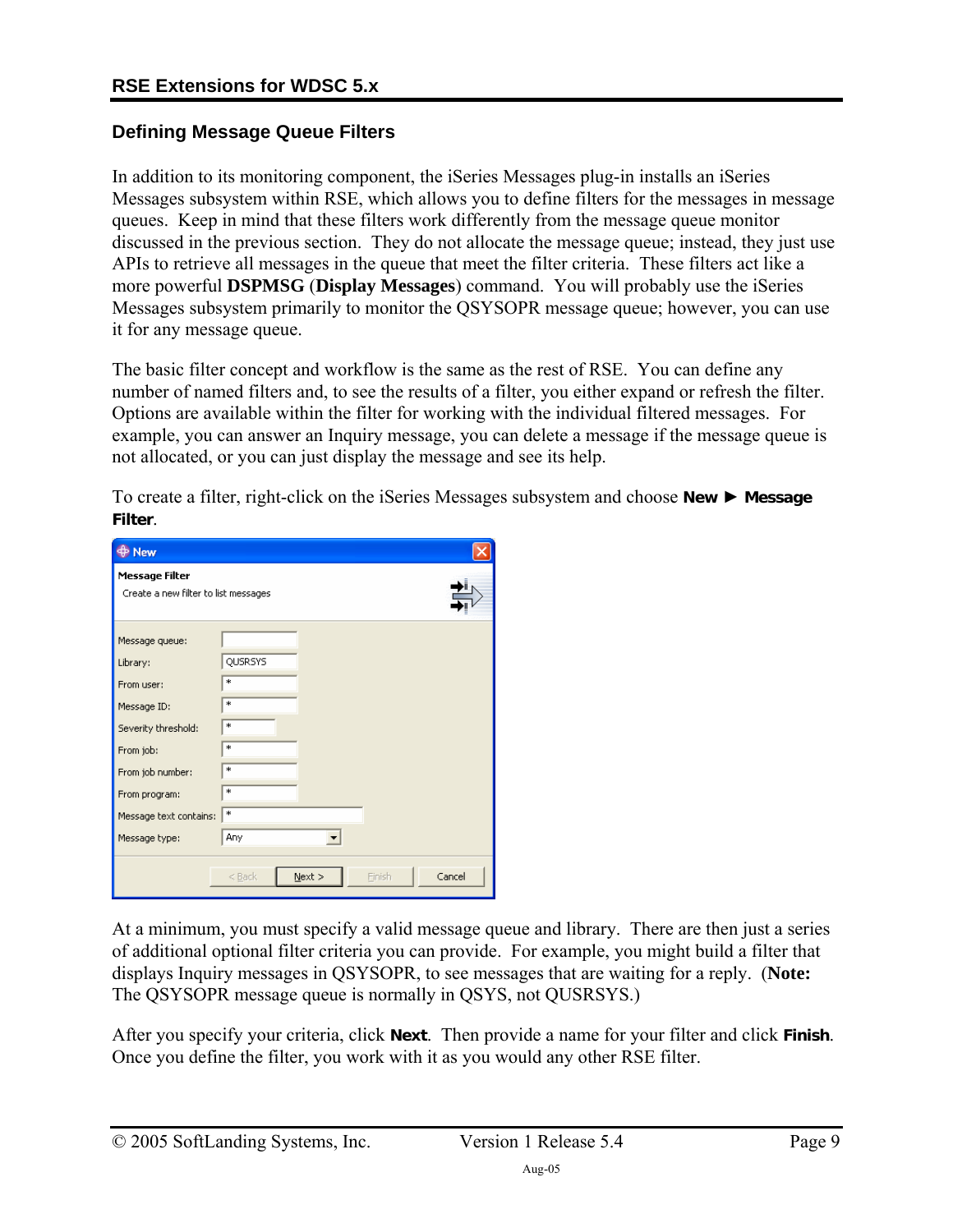## Defining Message Queue Filters

In addition to its monitoring component, the iSeries Messages plug-in installs an iSeries Messages subsystem within RSE, which allows you to define filters for the messages in message queues. Keep in mind that these filters work differently from the message queue monitor discussed in the previous section. They do not allocate the message queue; instead, they just use APIs to retrieve all messages in the queue that meet the filter criteria. These filters act like a more powerful **DSPMSG** (**Display Messages**) command. You will probably use the iSeries Messages subsystem primarily to monitor the QSYSOPR message queue; however, you can use it for any message queue.

The basic filter concept and workflow is the same as the rest of RSE. You can define any number of named filters and, to see the results of a filter, you either expand or refresh the filter. Options are available within the filter for working with the individual filtered messages. For example, you can answer an Inquiry message, you can delete a message if the message queue is not allocated, or you can just display the message and see its help.

To create a filter, right-click on the iSeries Messages subsystem and choose **New ► Message Filter**.

At a minimum, you must specify a valid message queue and library. There are then just a series of additional optional filter criteria you can provide. For example, you might build a filter that displays Inquiry messages in QSYSOPR, to see messages that are waiting for a reply. (**Note:** The QSYSOPR message queue is normally in QSYS, not QUSRSYS.)

After you specify your criteria, click **Next**. Then provide a name for your filter and click **Finish**. Once you define the filter, you work with it as you would any other RSE filter.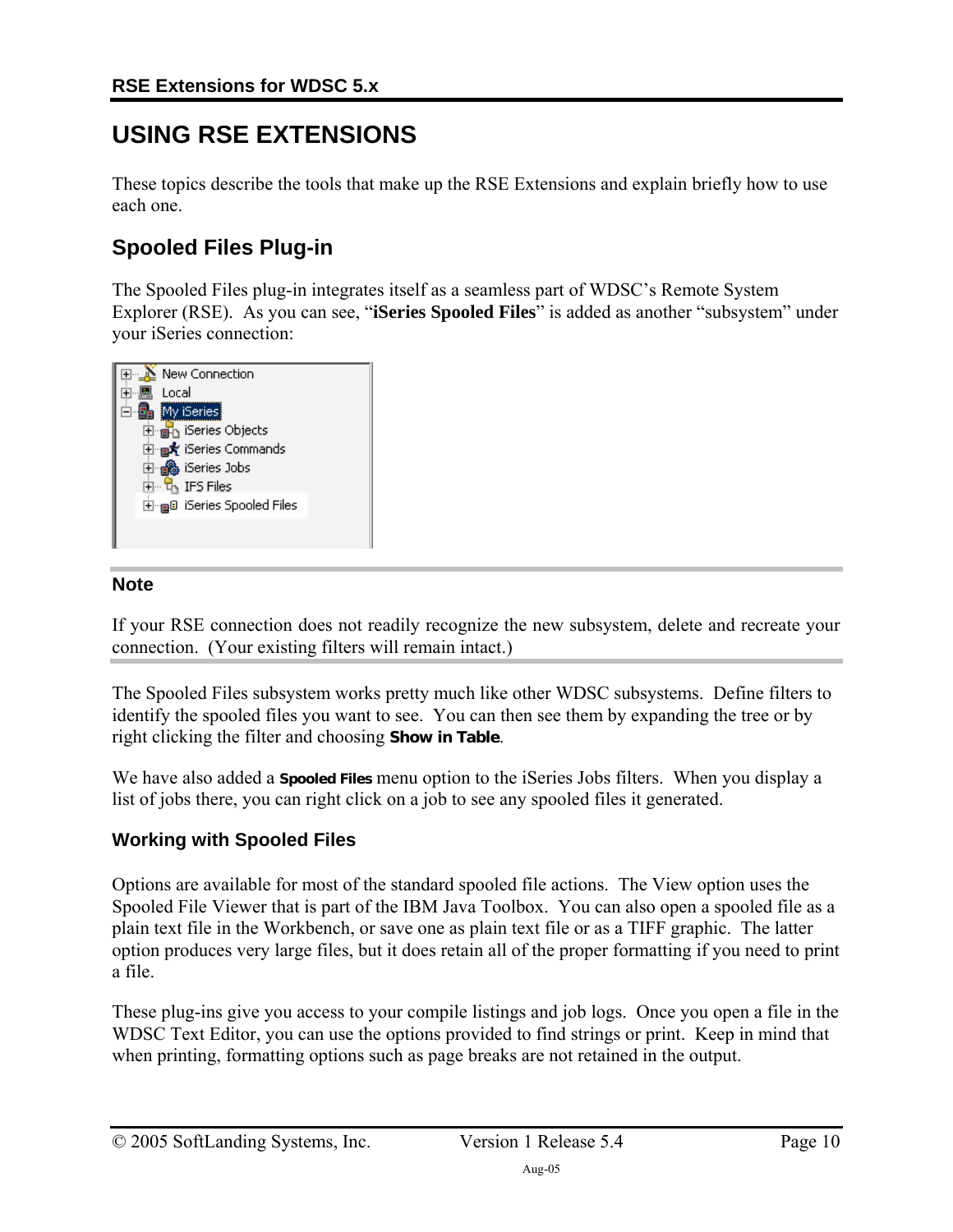# USING RSE EXTENSIONS

These topics describe the tools that make up the RSE Extensions and explain briefly how to use each one.

## Spooled Files Plug-in

The Spooled Files plug-in integrates itself as a seamless part of WDSC's Remote System Explorer (RSE). As you can see, "**iSeries Spooled Files**" is added as another "subsystem" under your iSeries connection:

### Note

If your RSE connection does not readily recognize the new subsystem, delete and recreate your connection. (Your existing filters will remain intact.)

The Spooled Files subsystem works pretty much like other WDSC subsystems. Define filters to identify the spooled files you want to see. You can then see them by expanding the tree or by right clicking the filter and choosing **Show in Table**.

We have also added a **Spooled Files** menu option to the iSeries Jobs filters. When you display a list of jobs there, you can right click on a job to see any spooled files it generated.

### Working with Spooled Files

Options are available for most of the standard spooled file actions. The View option uses the Spooled File Viewer that is part of the IBM Java Toolbox. You can also open a spooled file as a plain text file in the Workbench, or save one as plain text file or as a TIFF graphic. The latter option produces very large files, but it does retain all of the proper formatting if you need to print a file.

These plug-ins give you access to your compile listings and job logs. Once you open a file in the WDSC Text Editor, you can use the options provided to find strings or print. Keep in mind that when printing, formatting options such as page breaks are not retained in the output.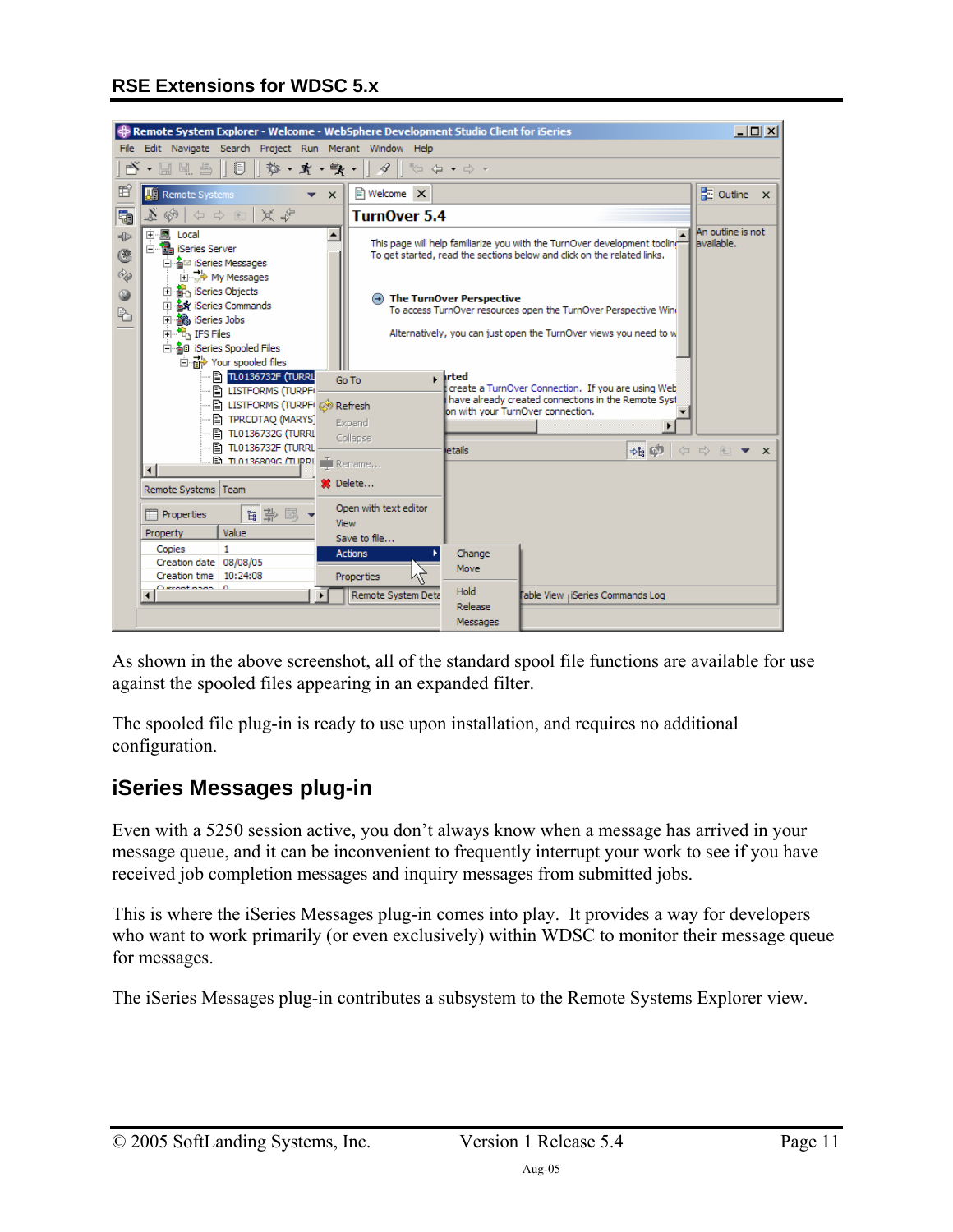As shown in the above screenshot, all of the standard spool file functions are available for use against the spooled files appearing in an expanded filter.

The spooled file plug-in is ready to use upon installation, and requires no additional configuration.

## iSeries Messages plug-in

Even with a 5250 session active, you don't always know when a message has arrived in your message queue, and it can be inconvenient to frequently interrupt your work to see if you have received job completion messages and inquiry messages from submitted jobs.

This is where the iSeries Messages plug-in comes into play. It provides a way for developers who want to work primarily (or even exclusively) within WDSC to monitor their message queue for messages.

The iSeries Messages plug-in contributes a subsystem to the Remote Systems Explorer view.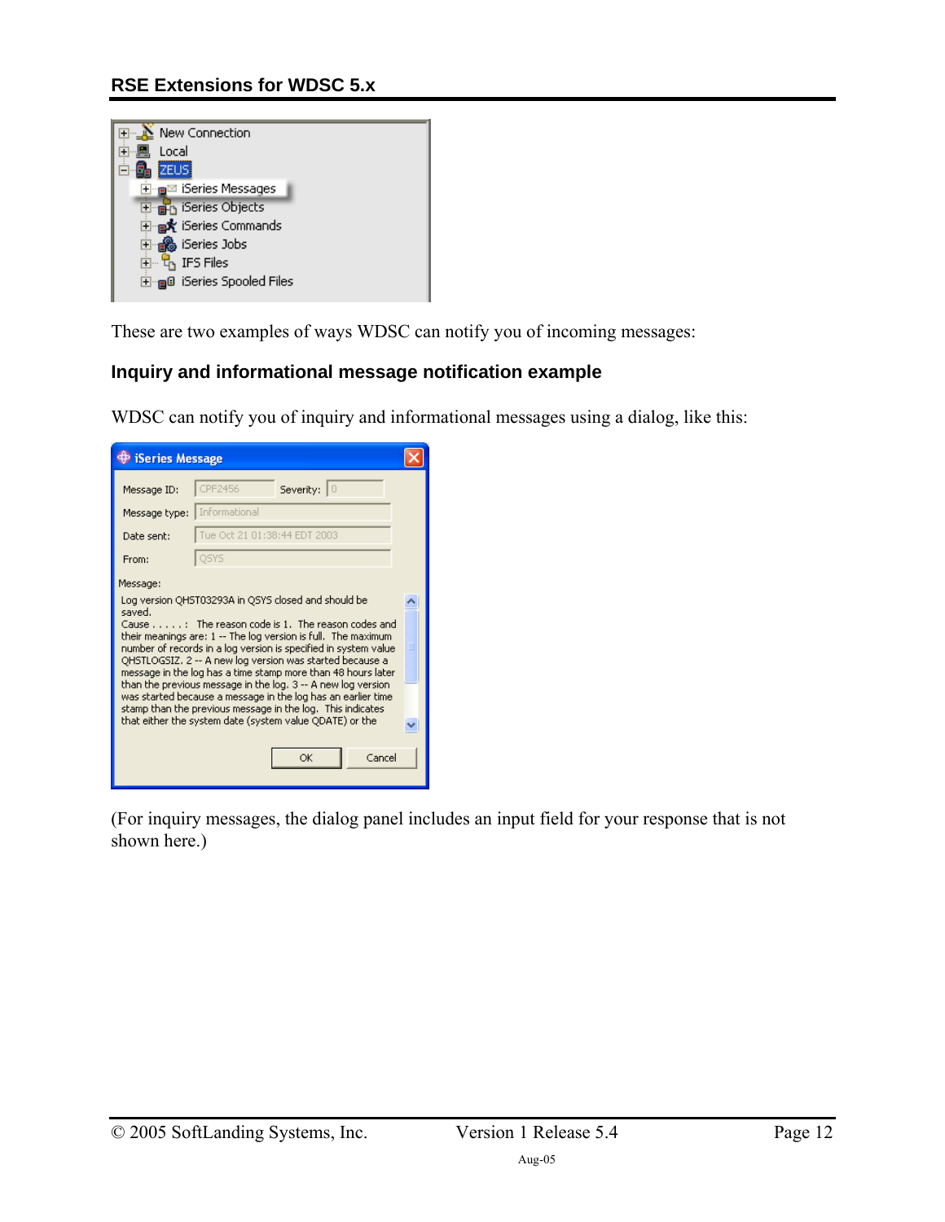These are two examples of ways WDSC can notify you of incoming messages:

### Inquiry and informational message notification example

WDSC can notify you of inquiry and informational messages using a dialog, like this:

(For inquiry messages, the dialog panel includes an input field for your response that is not shown here.)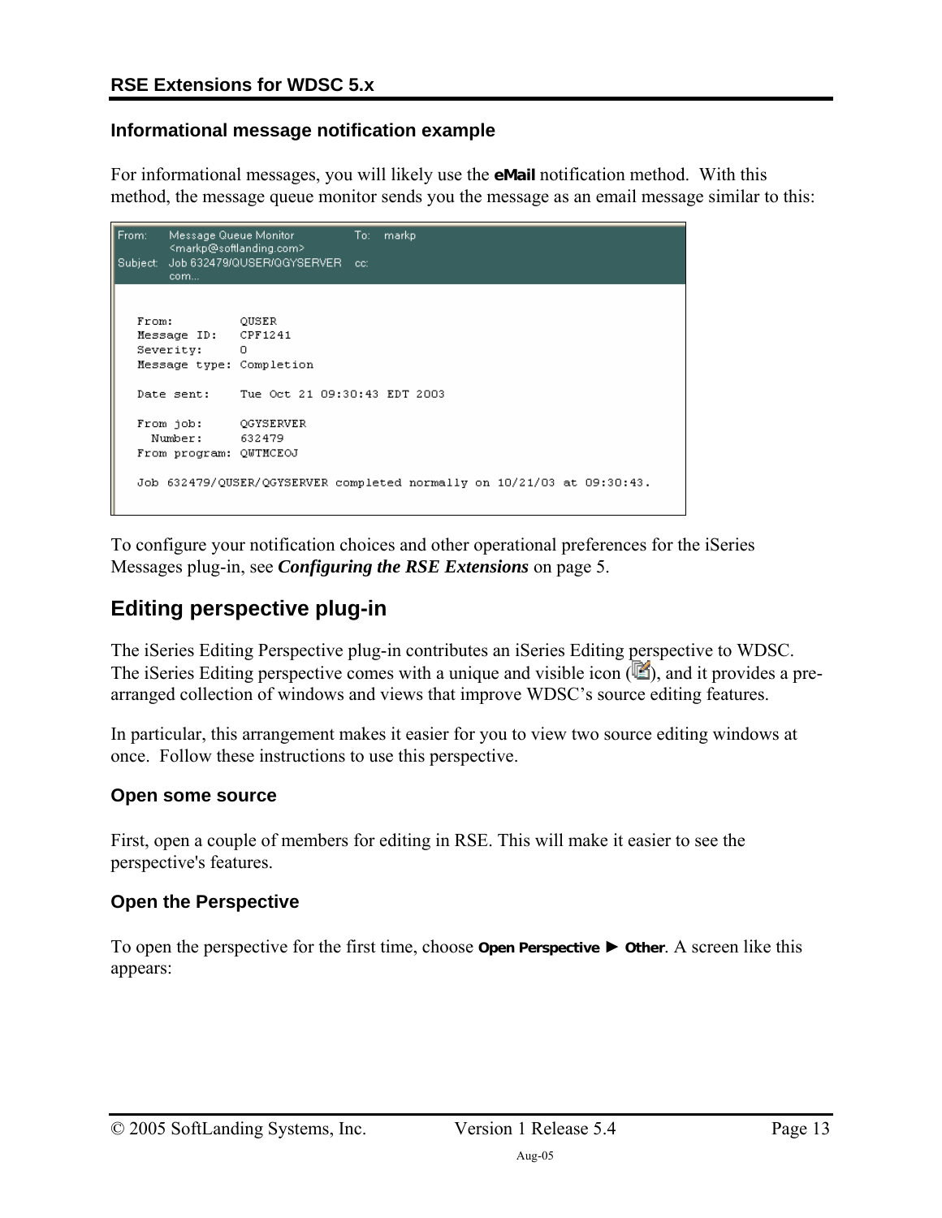## Informational message notification example

For informational messages, you will likely use the **eMail** notification method. With this method, the message queue monitor sends you the message as an email message similar to this:

```
From:     Message Queue Monitor            To:   markp
          <markp@softlanding.com>
Subject:  Job 632479/QUSER/QGYSERVER       cc:
          com...

   From:         QUSER
   Message ID:   CPF1241
   Severity:     0
   Message type: Completion

   Date sent:    Tue Oct 21 09:30:43 EDT 2003

   From job:     QGYSERVER
     Number:     632479
   From program: QWTMCEOJ

   Job 632479/QUSER/QGYSERVER completed normally on 10/21/03 at 09:30:43.
```

To configure your notification choices and other operational preferences for the iSeries Messages plug-in, see ***Configuring the RSE Extensions*** on page 5.

# Editing perspective plug-in

The iSeries Editing Perspective plug-in contributes an iSeries Editing perspective to WDSC. The iSeries Editing perspective comes with a unique and visible icon ( ), and it provides a pre-arranged collection of windows and views that improve WDSC's source editing features.

In particular, this arrangement makes it easier for you to view two source editing windows at once. Follow these instructions to use this perspective.

## Open some source

First, open a couple of members for editing in RSE. This will make it easier to see the perspective's features.

## Open the Perspective

To open the perspective for the first time, choose **Open Perspective ► Other**. A screen like this appears: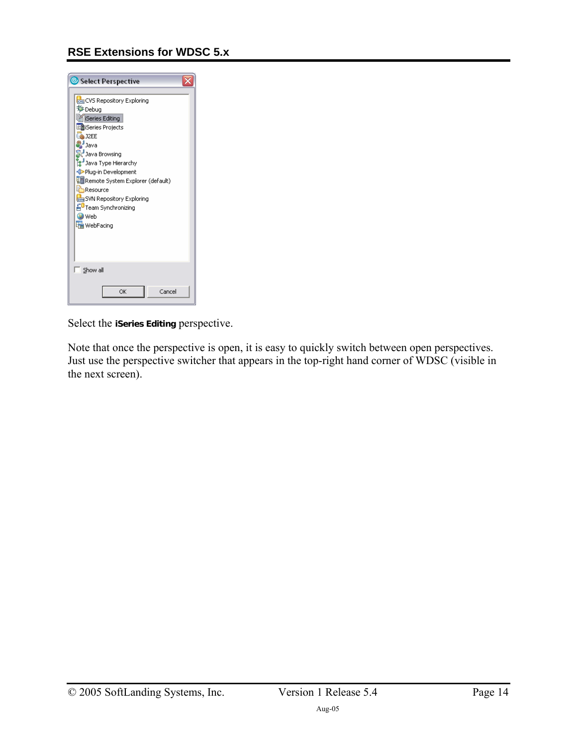Select the **iSeries Editing** perspective.

Note that once the perspective is open, it is easy to quickly switch between open perspectives. Just use the perspective switcher that appears in the top-right hand corner of WDSC (visible in the next screen).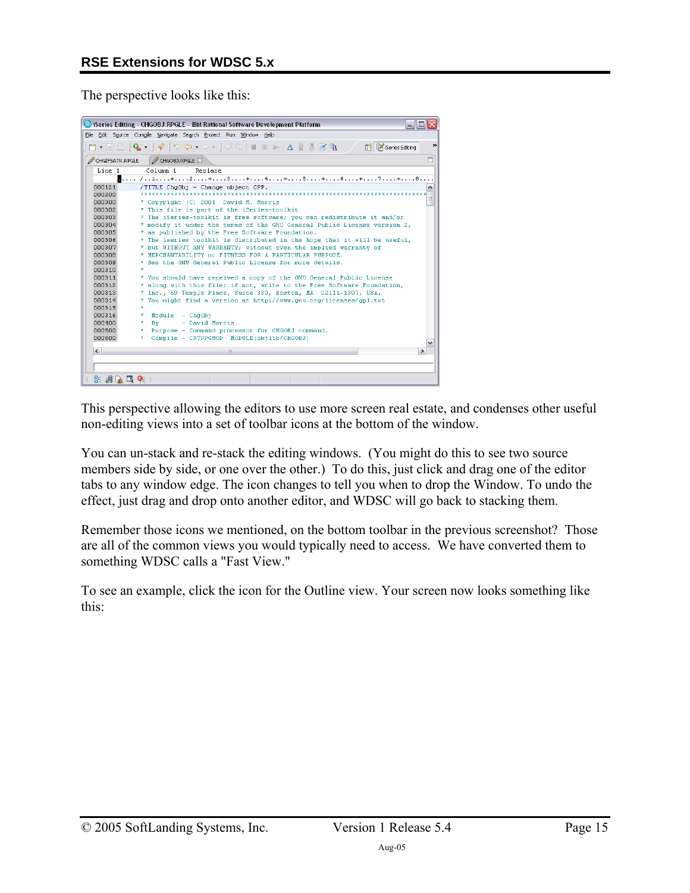The perspective looks like this:

This perspective allowing the editors to use more screen real estate, and condenses other useful non-editing views into a set of toolbar icons at the bottom of the window.

You can un-stack and re-stack the editing windows. (You might do this to see two source members side by side, or one over the other.) To do this, just click and drag one of the editor tabs to any window edge. The icon changes to tell you when to drop the Window. To undo the effect, just drag and drop onto another editor, and WDSC will go back to stacking them.

Remember those icons we mentioned, on the bottom toolbar in the previous screenshot? Those are all of the common views you would typically need to access. We have converted them to something WDSC calls a "Fast View."

To see an example, click the icon for the Outline view. Your screen now looks something like this: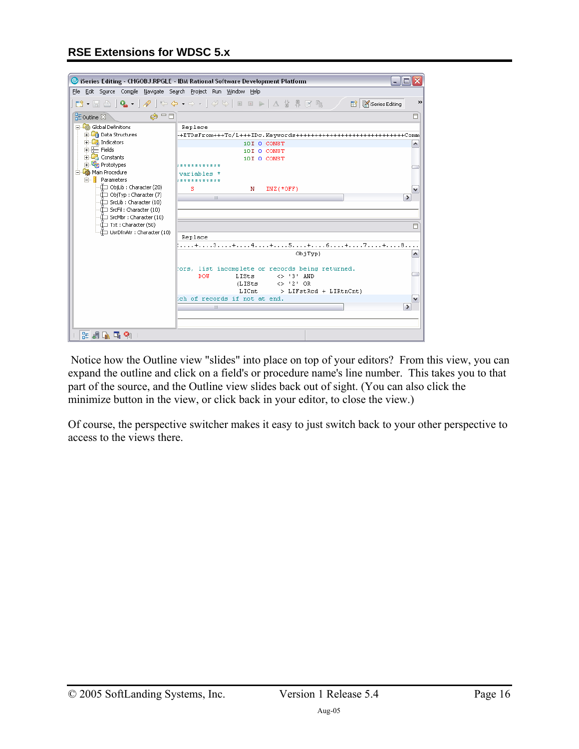Notice how the Outline view "slides" into place on top of your editors? From this view, you can expand the outline and click on a field's or procedure name's line number. This takes you to that part of the source, and the Outline view slides back out of sight. (You can also click the minimize button in the view, or click back in your editor, to close the view.)

Of course, the perspective switcher makes it easy to just switch back to your other perspective to access to the views there.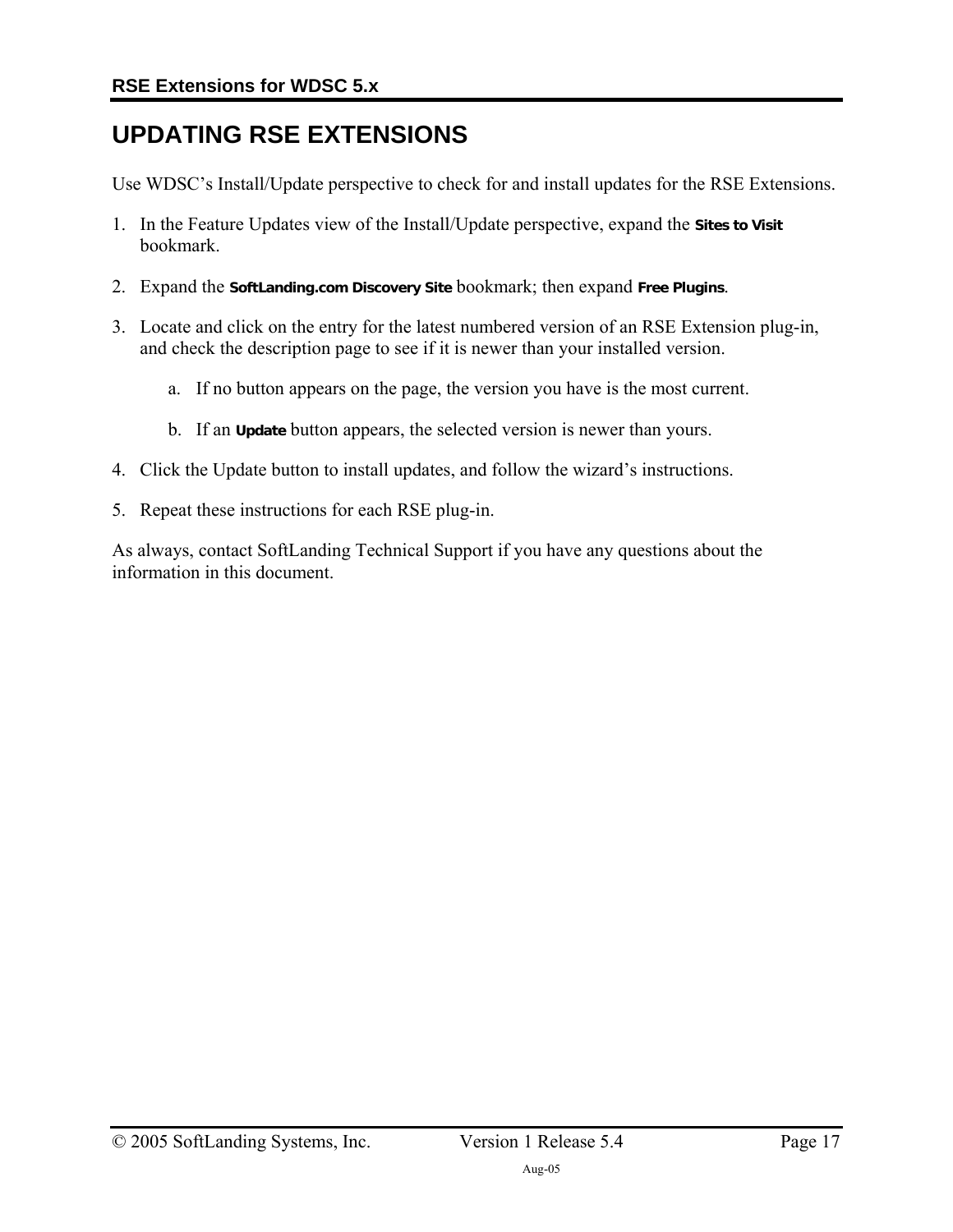# UPDATING RSE EXTENSIONS

Use WDSC's Install/Update perspective to check for and install updates for the RSE Extensions.

1. In the Feature Updates view of the Install/Update perspective, expand the **Sites to Visit** bookmark.
2. Expand the **SoftLanding.com Discovery Site** bookmark; then expand **Free Plugins**.
3. Locate and click on the entry for the latest numbered version of an RSE Extension plug-in, and check the description page to see if it is newer than your installed version.
   a. If no button appears on the page, the version you have is the most current.
   b. If an **Update** button appears, the selected version is newer than yours.
4. Click the Update button to install updates, and follow the wizard's instructions.
5. Repeat these instructions for each RSE plug-in.

As always, contact SoftLanding Technical Support if you have any questions about the information in this document.